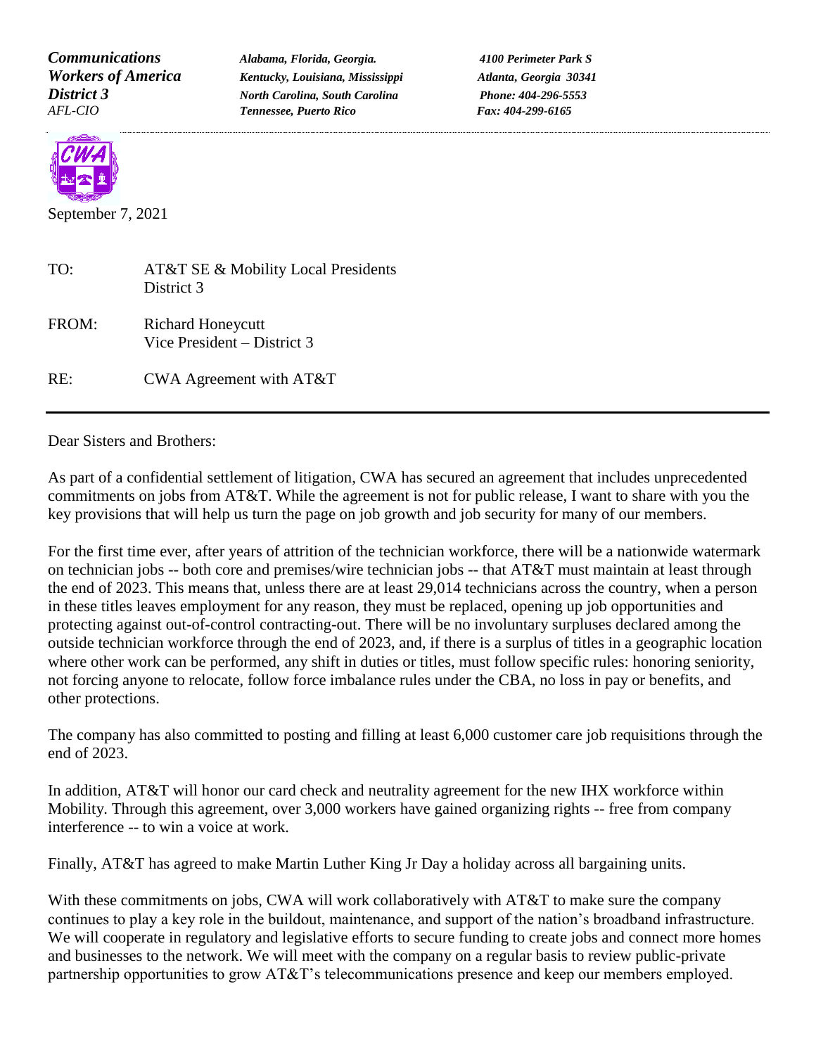***Communications Workers of America District 3***
*AFL-CIO*

***Alabama, Florida, Georgia. Kentucky, Louisiana, Mississippi North Carolina, South Carolina Tennessee, Puerto Rico***

***4100 Perimeter Park S***
***Atlanta, Georgia 30341***
***Phone: 404-296-5553***
***Fax: 404-299-6165***

September 7, 2021

TO: AT&T SE & Mobility Local Presidents
District 3

FROM: Richard Honeycutt
Vice President – District 3

RE: CWA Agreement with AT&T

---

Dear Sisters and Brothers:

As part of a confidential settlement of litigation, CWA has secured an agreement that includes unprecedented commitments on jobs from AT&T. While the agreement is not for public release, I want to share with you the key provisions that will help us turn the page on job growth and job security for many of our members.

For the first time ever, after years of attrition of the technician workforce, there will be a nationwide watermark on technician jobs -- both core and premises/wire technician jobs -- that AT&T must maintain at least through the end of 2023. This means that, unless there are at least 29,014 technicians across the country, when a person in these titles leaves employment for any reason, they must be replaced, opening up job opportunities and protecting against out-of-control contracting-out. There will be no involuntary surpluses declared among the outside technician workforce through the end of 2023, and, if there is a surplus of titles in a geographic location where other work can be performed, any shift in duties or titles, must follow specific rules: honoring seniority, not forcing anyone to relocate, follow force imbalance rules under the CBA, no loss in pay or benefits, and other protections.

The company has also committed to posting and filling at least 6,000 customer care job requisitions through the end of 2023.

In addition, AT&T will honor our card check and neutrality agreement for the new IHX workforce within Mobility. Through this agreement, over 3,000 workers have gained organizing rights -- free from company interference -- to win a voice at work.

Finally, AT&T has agreed to make Martin Luther King Jr Day a holiday across all bargaining units.

With these commitments on jobs, CWA will work collaboratively with AT&T to make sure the company continues to play a key role in the buildout, maintenance, and support of the nation's broadband infrastructure. We will cooperate in regulatory and legislative efforts to secure funding to create jobs and connect more homes and businesses to the network. We will meet with the company on a regular basis to review public-private partnership opportunities to grow AT&T's telecommunications presence and keep our members employed.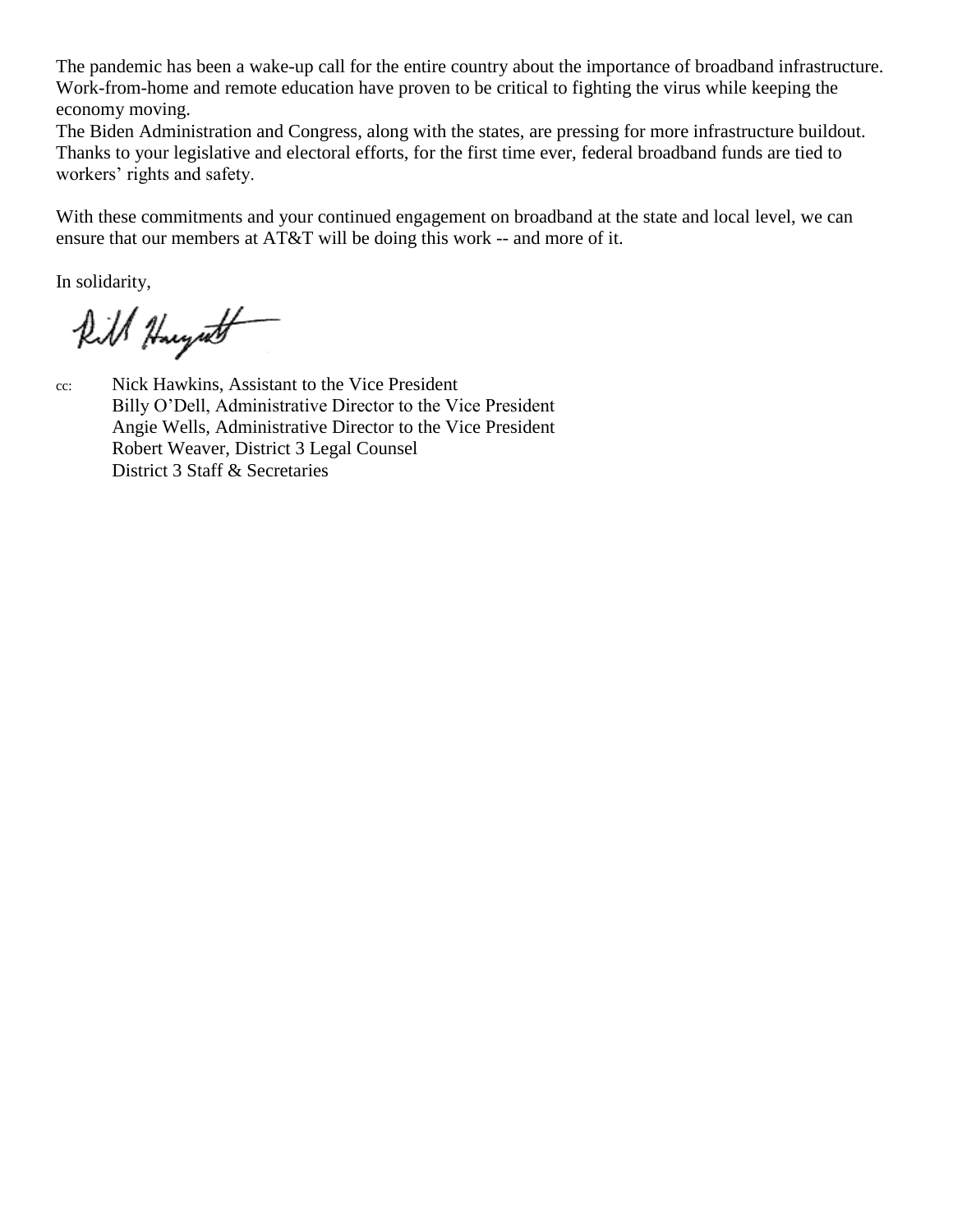The pandemic has been a wake-up call for the entire country about the importance of broadband infrastructure. Work-from-home and remote education have proven to be critical to fighting the virus while keeping the economy moving.
The Biden Administration and Congress, along with the states, are pressing for more infrastructure buildout. Thanks to your legislative and electoral efforts, for the first time ever, federal broadband funds are tied to workers' rights and safety.

With these commitments and your continued engagement on broadband at the state and local level, we can ensure that our members at AT&T will be doing this work -- and more of it.

In solidarity,

cc: Nick Hawkins, Assistant to the Vice President
Billy O'Dell, Administrative Director to the Vice President
Angie Wells, Administrative Director to the Vice President
Robert Weaver, District 3 Legal Counsel
District 3 Staff & Secretaries